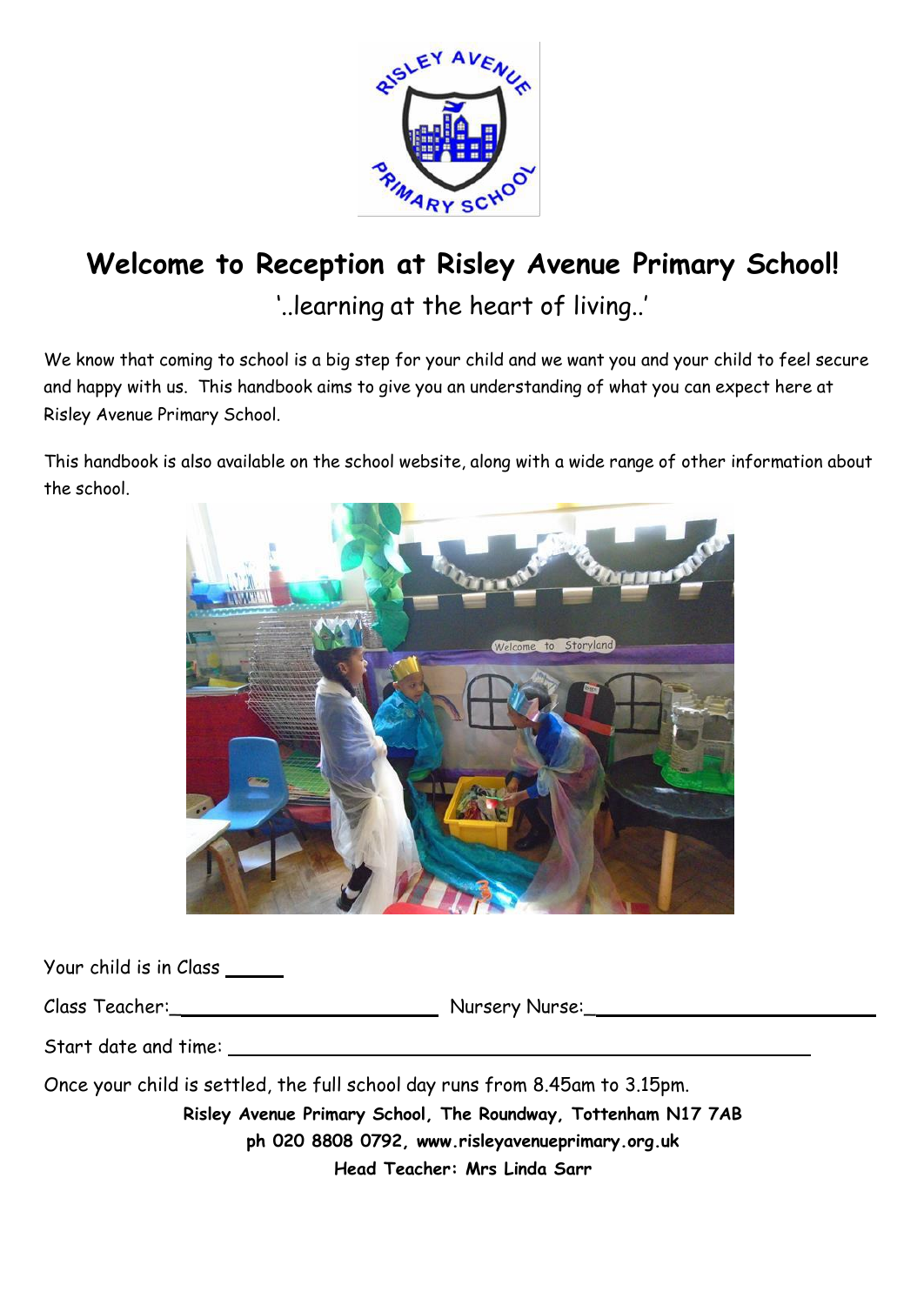# Welcome to Reception at Risley Avenue Primary School!

'..learning at the heart of living..'

We know that coming to school is a big step for your child and we want you and your child to feel secure and happy with us. This handbook aims to give you an understanding of what you can expect here at Risley Avenue Primary School.

This handbook is also available on the school website, along with a wide range of other information about the school.

Your child is in Class _____

Class Teacher:_________________________ Nursery Nurse:_________________________

Start date and time: ____________________________________________

Once your child is settled, the full school day runs from 8.45am to 3.15pm.

**Risley Avenue Primary School, The Roundway, Tottenham N17 7AB**

**ph 020 8808 0792, www.risleyavenueprimary.org.uk**

**Head Teacher: Mrs Linda Sarr**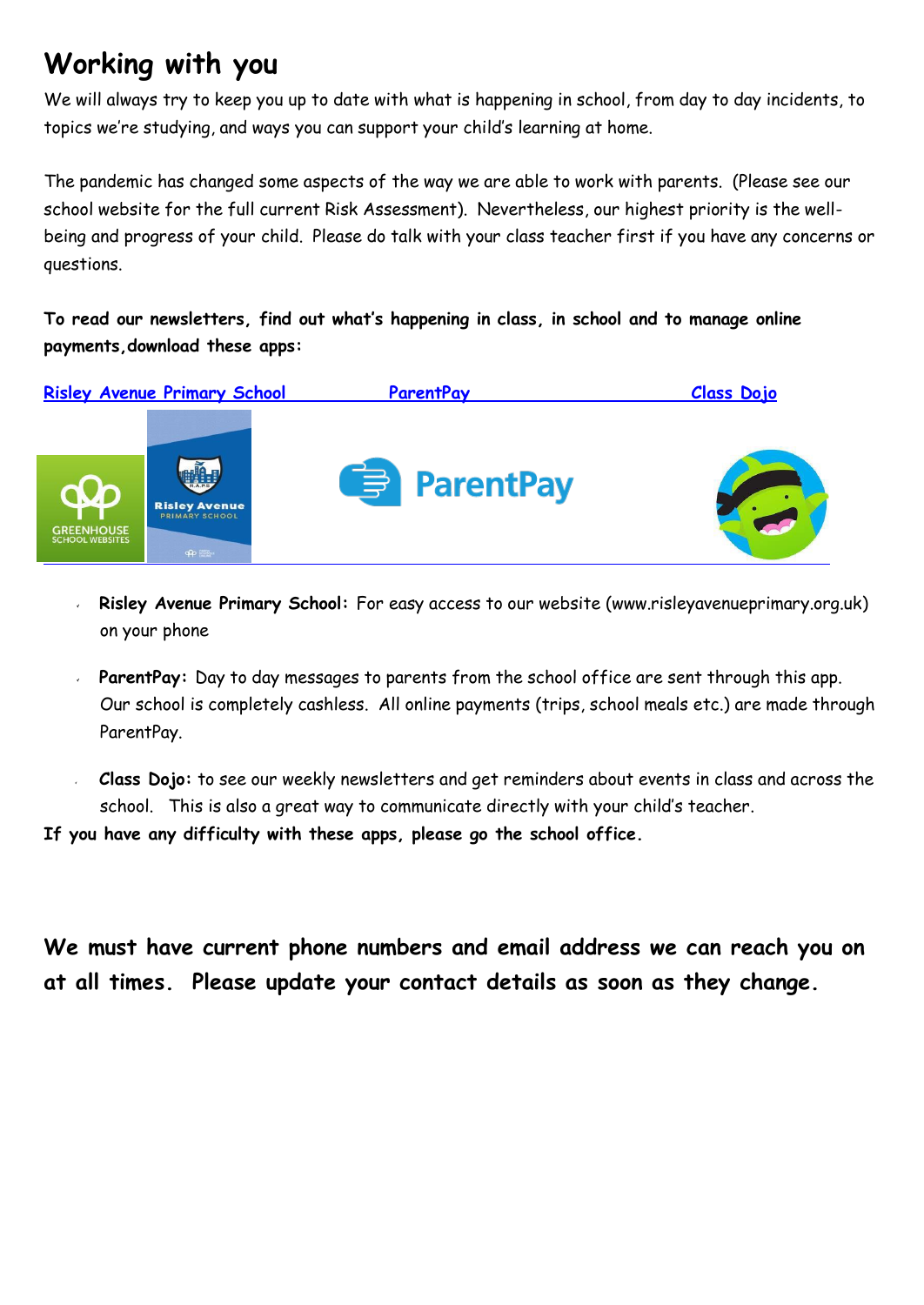# Working with you

We will always try to keep you up to date with what is happening in school, from day to day incidents, to topics we're studying, and ways you can support your child's learning at home.

The pandemic has changed some aspects of the way we are able to work with parents. (Please see our school website for the full current Risk Assessment). Nevertheless, our highest priority is the well-being and progress of your child. Please do talk with your class teacher first if you have any concerns or questions.

**To read our newsletters, find out what's happening in class, in school and to manage online payments,download these apps:**

Risley Avenue Primary School ParentPay Class Dojo

- **Risley Avenue Primary School:** For easy access to our website (www.risleyavenueprimary.org.uk) on your phone
- **ParentPay:** Day to day messages to parents from the school office are sent through this app. Our school is completely cashless. All online payments (trips, school meals etc.) are made through ParentPay.
- **Class Dojo:** to see our weekly newsletters and get reminders about events in class and across the school. This is also a great way to communicate directly with your child's teacher.

**If you have any difficulty with these apps, please go the school office.**

**We must have current phone numbers and email address we can reach you on at all times. Please update your contact details as soon as they change.**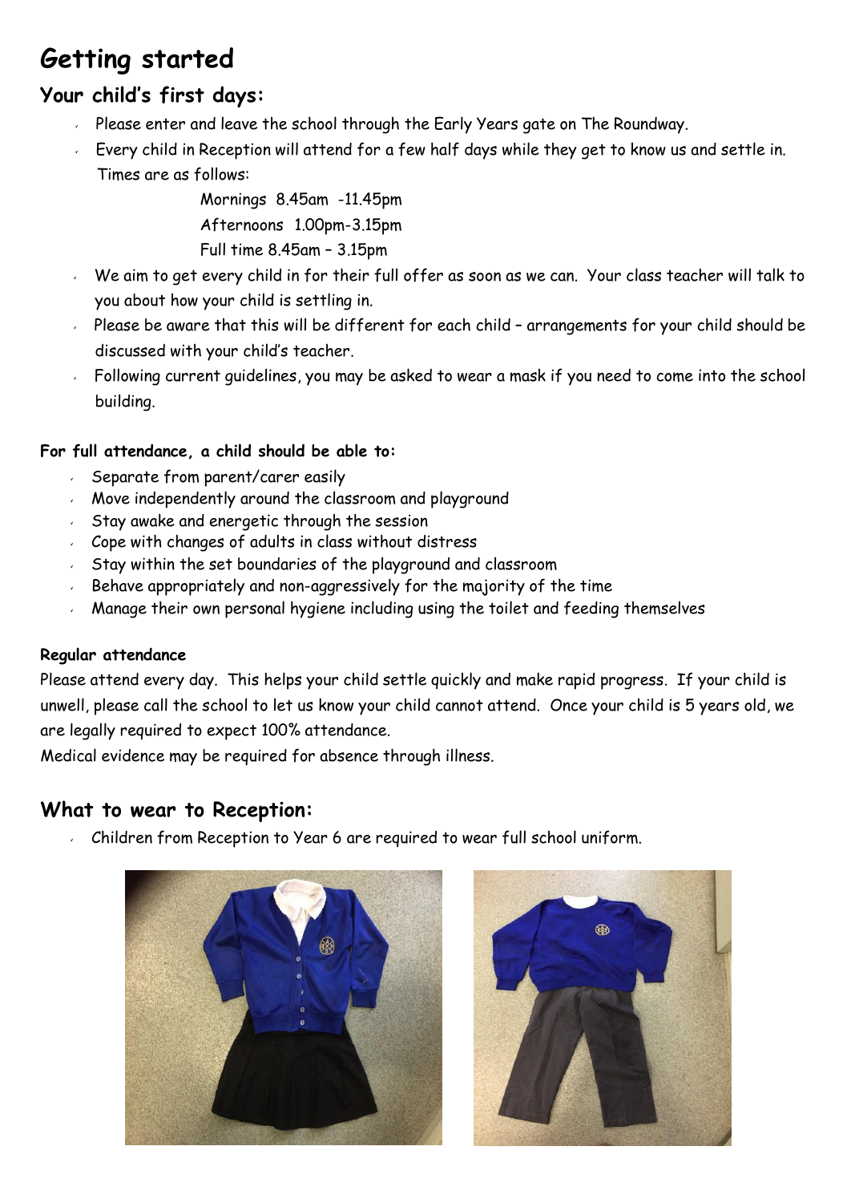# Getting started

## Your child's first days:

- Please enter and leave the school through the Early Years gate on The Roundway.
- Every child in Reception will attend for a few half days while they get to know us and settle in. Times are as follows:

  Mornings 8.45am -11.45pm
  Afternoons 1.00pm-3.15pm
  Full time 8.45am – 3.15pm

- We aim to get every child in for their full offer as soon as we can. Your class teacher will talk to you about how your child is settling in.
- Please be aware that this will be different for each child – arrangements for your child should be discussed with your child's teacher.
- Following current guidelines, you may be asked to wear a mask if you need to come into the school building.

**For full attendance, a child should be able to:**

- Separate from parent/carer easily
- Move independently around the classroom and playground
- Stay awake and energetic through the session
- Cope with changes of adults in class without distress
- Stay within the set boundaries of the playground and classroom
- Behave appropriately and non-aggressively for the majority of the time
- Manage their own personal hygiene including using the toilet and feeding themselves

**Regular attendance**

Please attend every day. This helps your child settle quickly and make rapid progress. If your child is unwell, please call the school to let us know your child cannot attend. Once your child is 5 years old, we are legally required to expect 100% attendance.
Medical evidence may be required for absence through illness.

## What to wear to Reception:

- Children from Reception to Year 6 are required to wear full school uniform.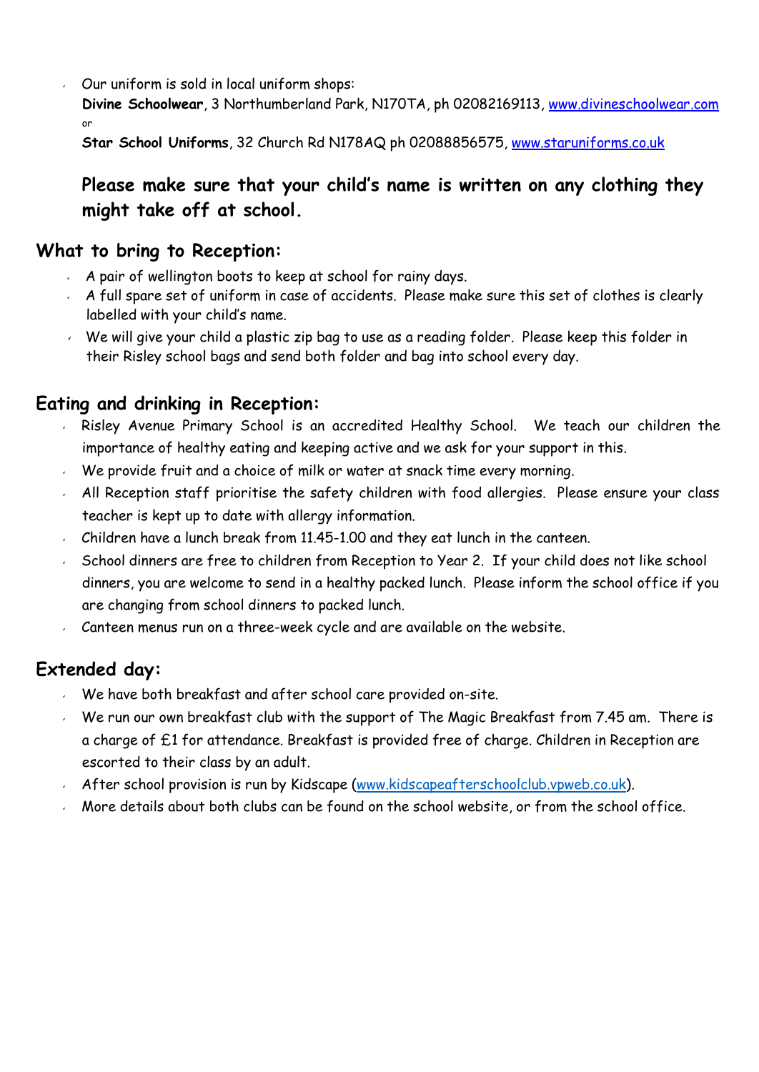- Our uniform is sold in local uniform shops:
  **Divine Schoolwear**, 3 Northumberland Park, N17 0TA, ph 02082169113, www.divineschoolwear.com
  or
  **Star School Uniforms**, 32 Church Rd N17 8AQ ph 02088856575, www.staruniforms.co.uk

**Please make sure that your child's name is written on any clothing they might take off at school.**

## What to bring to Reception:

- A pair of wellington boots to keep at school for rainy days.
- A full spare set of uniform in case of accidents. Please make sure this set of clothes is clearly labelled with your child's name.
- We will give your child a plastic zip bag to use as a reading folder. Please keep this folder in their Risley school bags and send both folder and bag into school every day.

## Eating and drinking in Reception:

- Risley Avenue Primary School is an accredited Healthy School. We teach our children the importance of healthy eating and keeping active and we ask for your support in this.
- We provide fruit and a choice of milk or water at snack time every morning.
- All Reception staff prioritise the safety children with food allergies. Please ensure your class teacher is kept up to date with allergy information.
- Children have a lunch break from 11.45-1.00 and they eat lunch in the canteen.
- School dinners are free to children from Reception to Year 2. If your child does not like school dinners, you are welcome to send in a healthy packed lunch. Please inform the school office if you are changing from school dinners to packed lunch.
- Canteen menus run on a three-week cycle and are available on the website.

## Extended day:

- We have both breakfast and after school care provided on-site.
- We run our own breakfast club with the support of The Magic Breakfast from 7.45 am. There is a charge of £1 for attendance. Breakfast is provided free of charge. Children in Reception are escorted to their class by an adult.
- After school provision is run by Kidscape (www.kidscapeafterschoolclub.vpweb.co.uk).
- More details about both clubs can be found on the school website, or from the school office.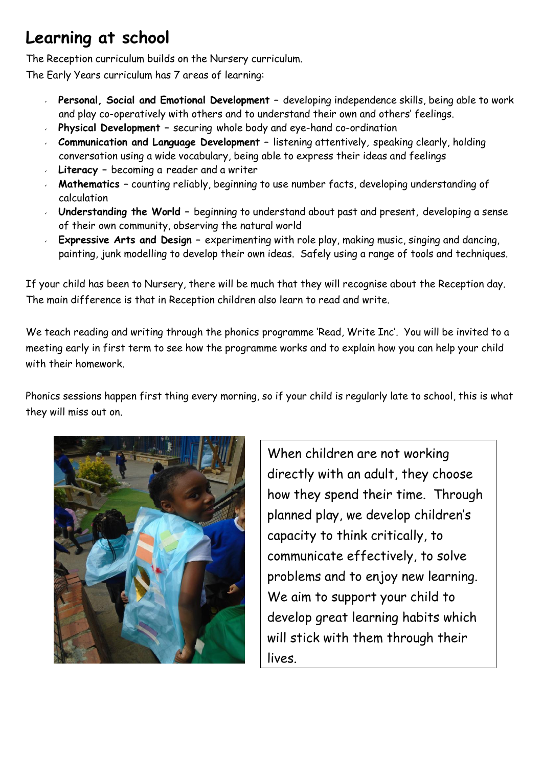# Learning at school

The Reception curriculum builds on the Nursery curriculum.

The Early Years curriculum has 7 areas of learning:

- **Personal, Social and Emotional Development** – developing independence skills, being able to work and play co-operatively with others and to understand their own and others' feelings.
- **Physical Development** – securing whole body and eye-hand co-ordination
- **Communication and Language Development** – listening attentively, speaking clearly, holding conversation using a wide vocabulary, being able to express their ideas and feelings
- **Literacy** – becoming a reader and a writer
- **Mathematics** – counting reliably, beginning to use number facts, developing understanding of calculation
- **Understanding the World** – beginning to understand about past and present, developing a sense of their own community, observing the natural world
- **Expressive Arts and Design** – experimenting with role play, making music, singing and dancing, painting, junk modelling to develop their own ideas. Safely using a range of tools and techniques.

If your child has been to Nursery, there will be much that they will recognise about the Reception day. The main difference is that in Reception children also learn to read and write.

We teach reading and writing through the phonics programme 'Read, Write Inc'. You will be invited to a meeting early in first term to see how the programme works and to explain how you can help your child with their homework.

Phonics sessions happen first thing every morning, so if your child is regularly late to school, this is what they will miss out on.

When children are not working directly with an adult, they choose how they spend their time. Through planned play, we develop children's capacity to think critically, to communicate effectively, to solve problems and to enjoy new learning. We aim to support your child to develop great learning habits which will stick with them through their lives.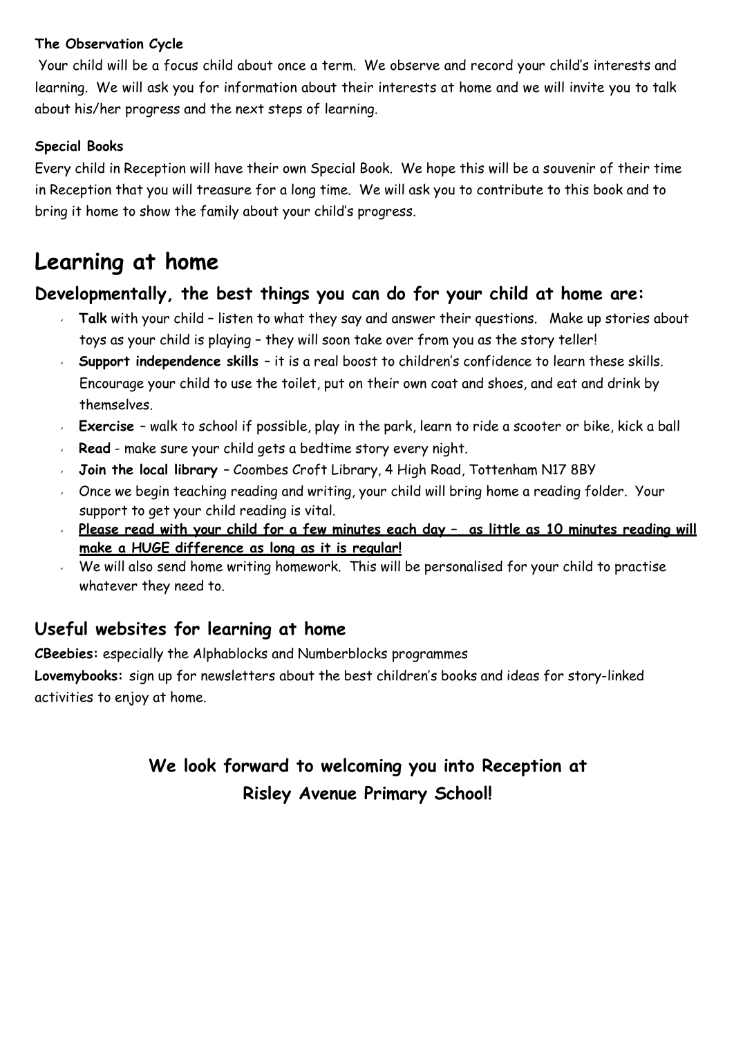**The Observation Cycle**

Your child will be a focus child about once a term. We observe and record your child's interests and learning. We will ask you for information about their interests at home and we will invite you to talk about his/her progress and the next steps of learning.

**Special Books**

Every child in Reception will have their own Special Book. We hope this will be a souvenir of their time in Reception that you will treasure for a long time. We will ask you to contribute to this book and to bring it home to show the family about your child's progress.

# Learning at home

## Developmentally, the best things you can do for your child at home are:

- **Talk** with your child – listen to what they say and answer their questions. Make up stories about toys as your child is playing – they will soon take over from you as the story teller!
- **Support independence skills** – it is a real boost to children's confidence to learn these skills. Encourage your child to use the toilet, put on their own coat and shoes, and eat and drink by themselves.
- **Exercise** – walk to school if possible, play in the park, learn to ride a scooter or bike, kick a ball
- **Read** - make sure your child gets a bedtime story every night.
- **Join the local library** – Coombes Croft Library, 4 High Road, Tottenham N17 8BY
- Once we begin teaching reading and writing, your child will bring home a reading folder. Your support to get your child reading is vital.
- **<u>Please read with your child for a few minutes each day – as little as 10 minutes reading will make a HUGE difference as long as it is regular!</u>**
- We will also send home writing homework. This will be personalised for your child to practise whatever they need to.

## Useful websites for learning at home

**CBeebies:** especially the Alphablocks and Numberblocks programmes

**Lovemybooks:** sign up for newsletters about the best children's books and ideas for story-linked activities to enjoy at home.

## We look forward to welcoming you into Reception at Risley Avenue Primary School!